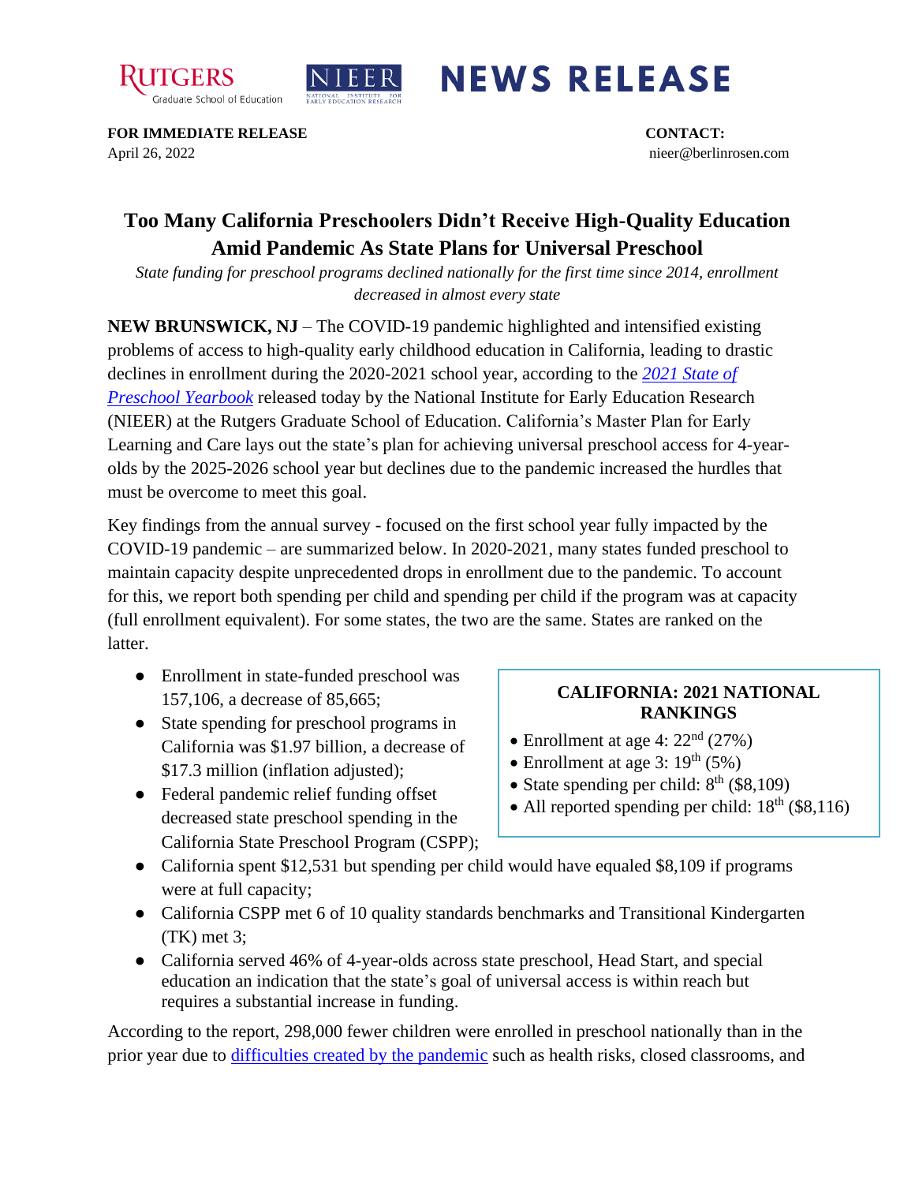RUTGERS Graduate School of Education | NIEER National Institute for Early Education Research

# NEWS RELEASE

**FOR IMMEDIATE RELEASE**
April 26, 2022

**CONTACT:**
nieer@berlinrosen.com

## Too Many California Preschoolers Didn't Receive High-Quality Education Amid Pandemic As State Plans for Universal Preschool

*State funding for preschool programs declined nationally for the first time since 2014, enrollment decreased in almost every state*

**NEW BRUNSWICK, NJ** – The COVID-19 pandemic highlighted and intensified existing problems of access to high-quality early childhood education in California, leading to drastic declines in enrollment during the 2020-2021 school year, according to the *2021 State of Preschool Yearbook* released today by the National Institute for Early Education Research (NIEER) at the Rutgers Graduate School of Education. California's Master Plan for Early Learning and Care lays out the state's plan for achieving universal preschool access for 4-year-olds by the 2025-2026 school year but declines due to the pandemic increased the hurdles that must be overcome to meet this goal.

Key findings from the annual survey - focused on the first school year fully impacted by the COVID-19 pandemic – are summarized below. In 2020-2021, many states funded preschool to maintain capacity despite unprecedented drops in enrollment due to the pandemic. To account for this, we report both spending per child and spending per child if the program was at capacity (full enrollment equivalent). For some states, the two are the same. States are ranked on the latter.

- Enrollment in state-funded preschool was 157,106, a decrease of 85,665;
- State spending for preschool programs in California was $1.97 billion, a decrease of $17.3 million (inflation adjusted);
- Federal pandemic relief funding offset decreased state preschool spending in the California State Preschool Program (CSPP);
- California spent $12,531 but spending per child would have equaled $8,109 if programs were at full capacity;
- California CSPP met 6 of 10 quality standards benchmarks and Transitional Kindergarten (TK) met 3;
- California served 46% of 4-year-olds across state preschool, Head Start, and special education an indication that the state's goal of universal access is within reach but requires a substantial increase in funding.

**CALIFORNIA: 2021 NATIONAL RANKINGS**

- Enrollment at age 4: 22nd (27%)
- Enrollment at age 3: 19th (5%)
- State spending per child: 8th ($8,109)
- All reported spending per child: 18th ($8,116)

According to the report, 298,000 fewer children were enrolled in preschool nationally than in the prior year due to difficulties created by the pandemic such as health risks, closed classrooms, and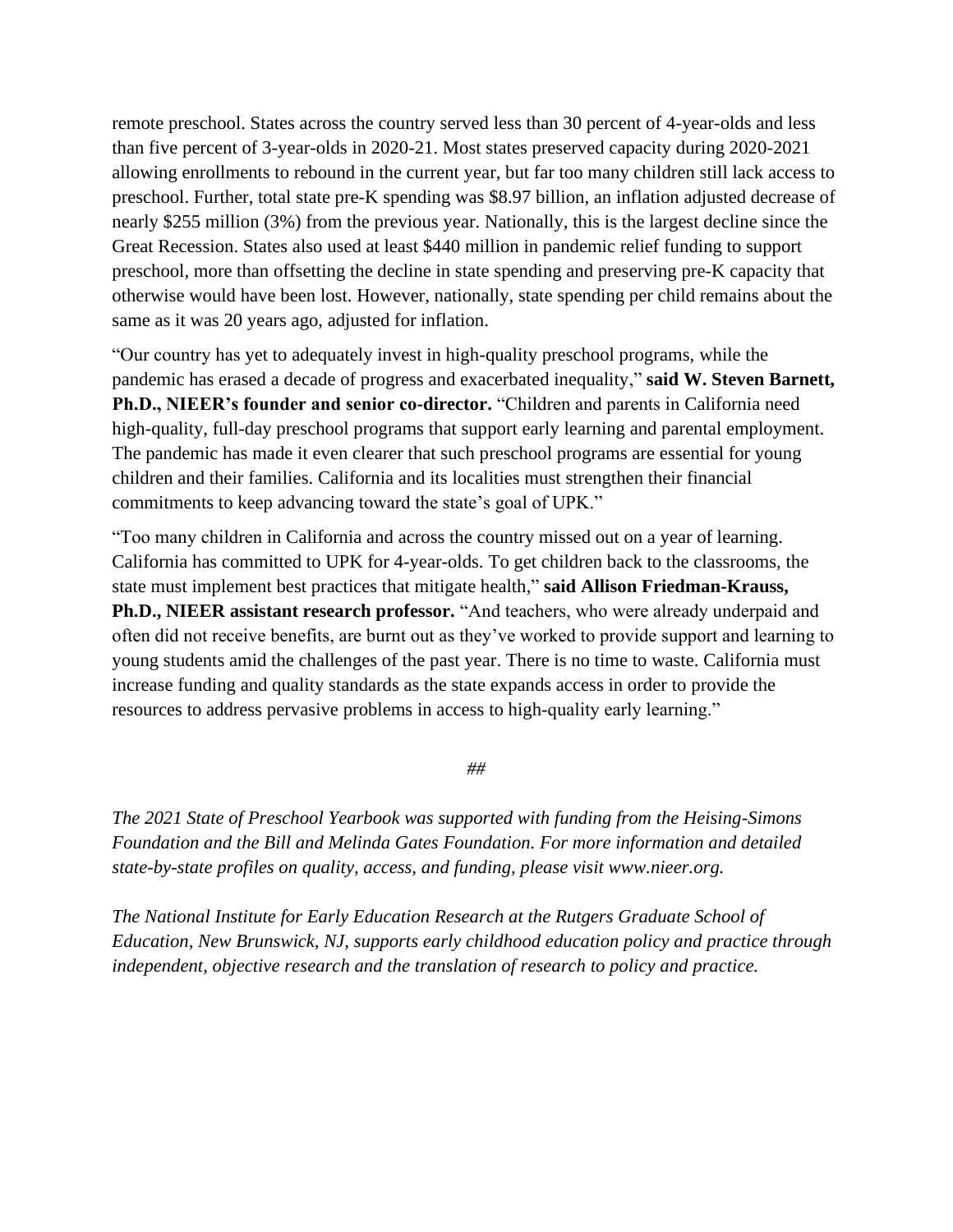remote preschool. States across the country served less than 30 percent of 4-year-olds and less than five percent of 3-year-olds in 2020-21. Most states preserved capacity during 2020-2021 allowing enrollments to rebound in the current year, but far too many children still lack access to preschool. Further, total state pre-K spending was $8.97 billion, an inflation adjusted decrease of nearly $255 million (3%) from the previous year. Nationally, this is the largest decline since the Great Recession. States also used at least $440 million in pandemic relief funding to support preschool, more than offsetting the decline in state spending and preserving pre-K capacity that otherwise would have been lost. However, nationally, state spending per child remains about the same as it was 20 years ago, adjusted for inflation.

"Our country has yet to adequately invest in high-quality preschool programs, while the pandemic has erased a decade of progress and exacerbated inequality," **said W. Steven Barnett, Ph.D., NIEER's founder and senior co-director.** "Children and parents in California need high-quality, full-day preschool programs that support early learning and parental employment. The pandemic has made it even clearer that such preschool programs are essential for young children and their families. California and its localities must strengthen their financial commitments to keep advancing toward the state's goal of UPK."

"Too many children in California and across the country missed out on a year of learning. California has committed to UPK for 4-year-olds. To get children back to the classrooms, the state must implement best practices that mitigate health," **said Allison Friedman-Krauss, Ph.D., NIEER assistant research professor.** "And teachers, who were already underpaid and often did not receive benefits, are burnt out as they've worked to provide support and learning to young students amid the challenges of the past year. There is no time to waste. California must increase funding and quality standards as the state expands access in order to provide the resources to address pervasive problems in access to high-quality early learning."

*##*

*The 2021 State of Preschool Yearbook was supported with funding from the Heising-Simons Foundation and the Bill and Melinda Gates Foundation. For more information and detailed state-by-state profiles on quality, access, and funding, please visit www.nieer.org.*

*The National Institute for Early Education Research at the Rutgers Graduate School of Education, New Brunswick, NJ, supports early childhood education policy and practice through independent, objective research and the translation of research to policy and practice.*